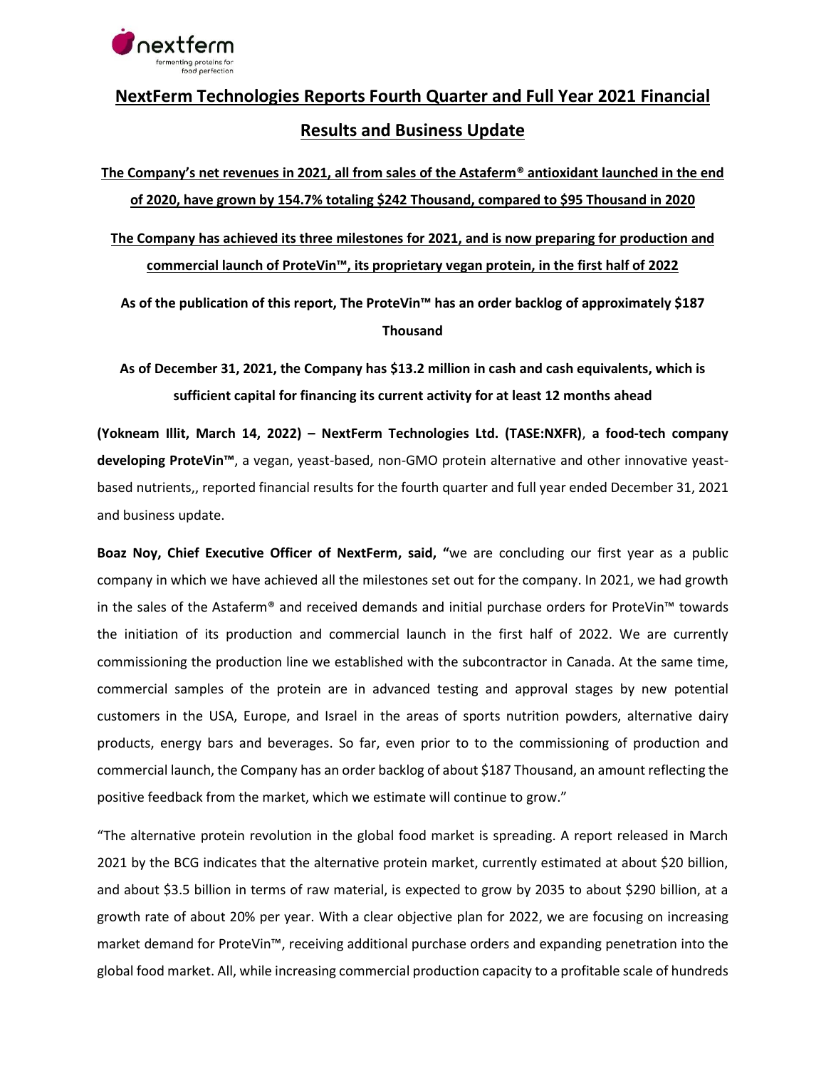# NextFerm Technologies Reports Fourth Quarter and Full Year 2021 Financial Results and Business Update

**The Company's net revenues in 2021, all from sales of the Astaferm® antioxidant launched in the end of 2020, have grown by 154.7% totaling $242 Thousand, compared to $95 Thousand in 2020**

**The Company has achieved its three milestones for 2021, and is now preparing for production and commercial launch of ProteVin™, its proprietary vegan protein, in the first half of 2022**

**As of the publication of this report, The ProteVin™ has an order backlog of approximately $187 Thousand**

**As of December 31, 2021, the Company has $13.2 million in cash and cash equivalents, which is sufficient capital for financing its current activity for at least 12 months ahead**

**(Yokneam Illit, March 14, 2022) – NextFerm Technologies Ltd. (TASE:NXFR)**, **a food-tech company developing ProteVin™**, a vegan, yeast-based, non-GMO protein alternative and other innovative yeast-based nutrients,, reported financial results for the fourth quarter and full year ended December 31, 2021 and business update.

**Boaz Noy, Chief Executive Officer of NextFerm, said, "**we are concluding our first year as a public company in which we have achieved all the milestones set out for the company. In 2021, we had growth in the sales of the Astaferm® and received demands and initial purchase orders for ProteVin™ towards the initiation of its production and commercial launch in the first half of 2022. We are currently commissioning the production line we established with the subcontractor in Canada. At the same time, commercial samples of the protein are in advanced testing and approval stages by new potential customers in the USA, Europe, and Israel in the areas of sports nutrition powders, alternative dairy products, energy bars and beverages. So far, even prior to to the commissioning of production and commercial launch, the Company has an order backlog of about $187 Thousand, an amount reflecting the positive feedback from the market, which we estimate will continue to grow."

"The alternative protein revolution in the global food market is spreading. A report released in March 2021 by the BCG indicates that the alternative protein market, currently estimated at about $20 billion, and about $3.5 billion in terms of raw material, is expected to grow by 2035 to about $290 billion, at a growth rate of about 20% per year. With a clear objective plan for 2022, we are focusing on increasing market demand for ProteVin™, receiving additional purchase orders and expanding penetration into the global food market. All, while increasing commercial production capacity to a profitable scale of hundreds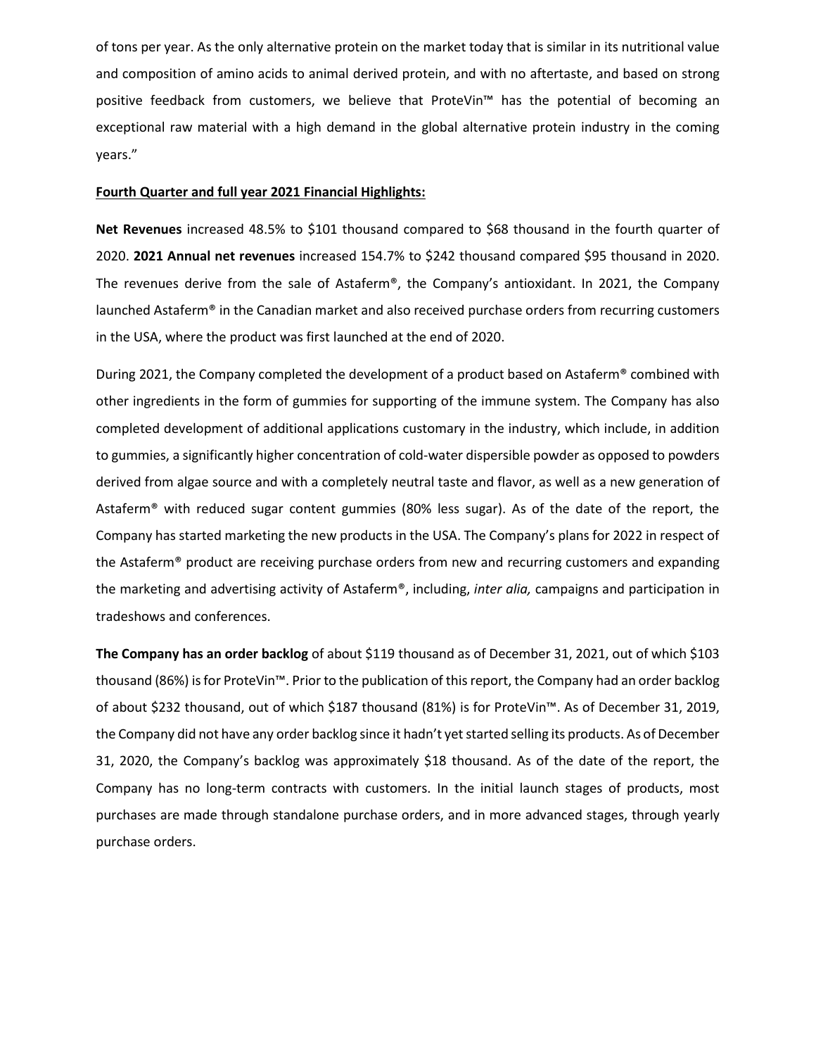of tons per year. As the only alternative protein on the market today that is similar in its nutritional value and composition of amino acids to animal derived protein, and with no aftertaste, and based on strong positive feedback from customers, we believe that ProteVin™ has the potential of becoming an exceptional raw material with a high demand in the global alternative protein industry in the coming years."

**Fourth Quarter and full year 2021 Financial Highlights:**

**Net Revenues** increased 48.5% to $101 thousand compared to $68 thousand in the fourth quarter of 2020. **2021 Annual net revenues** increased 154.7% to $242 thousand compared $95 thousand in 2020. The revenues derive from the sale of Astaferm®, the Company's antioxidant. In 2021, the Company launched Astaferm® in the Canadian market and also received purchase orders from recurring customers in the USA, where the product was first launched at the end of 2020.

During 2021, the Company completed the development of a product based on Astaferm® combined with other ingredients in the form of gummies for supporting of the immune system. The Company has also completed development of additional applications customary in the industry, which include, in addition to gummies, a significantly higher concentration of cold-water dispersible powder as opposed to powders derived from algae source and with a completely neutral taste and flavor, as well as a new generation of Astaferm® with reduced sugar content gummies (80% less sugar). As of the date of the report, the Company has started marketing the new products in the USA. The Company's plans for 2022 in respect of the Astaferm® product are receiving purchase orders from new and recurring customers and expanding the marketing and advertising activity of Astaferm®, including, *inter alia,* campaigns and participation in tradeshows and conferences.

**The Company has an order backlog** of about $119 thousand as of December 31, 2021, out of which $103 thousand (86%) is for ProteVin™. Prior to the publication of this report, the Company had an order backlog of about $232 thousand, out of which $187 thousand (81%) is for ProteVin™. As of December 31, 2019, the Company did not have any order backlog since it hadn't yet started selling its products. As of December 31, 2020, the Company's backlog was approximately $18 thousand. As of the date of the report, the Company has no long-term contracts with customers. In the initial launch stages of products, most purchases are made through standalone purchase orders, and in more advanced stages, through yearly purchase orders.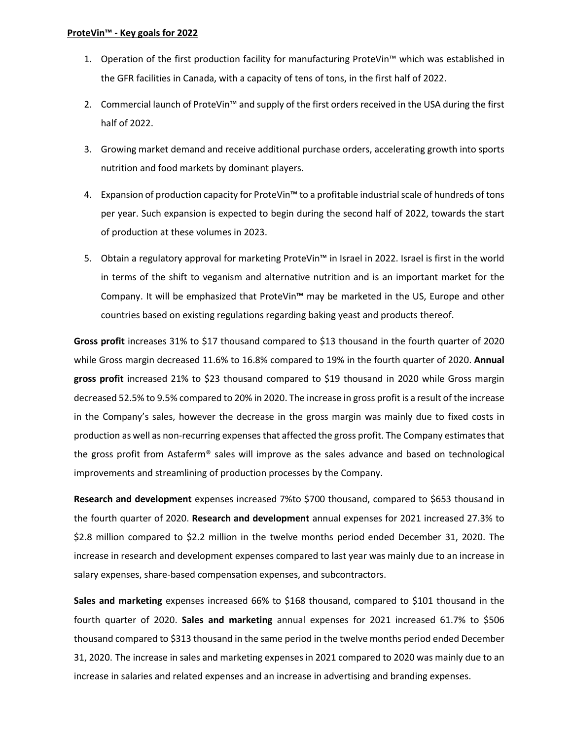**ProteVin™ - Key goals for 2022**

1. Operation of the first production facility for manufacturing ProteVin™ which was established in the GFR facilities in Canada, with a capacity of tens of tons, in the first half of 2022.
2. Commercial launch of ProteVin™ and supply of the first orders received in the USA during the first half of 2022.
3. Growing market demand and receive additional purchase orders, accelerating growth into sports nutrition and food markets by dominant players.
4. Expansion of production capacity for ProteVin™ to a profitable industrial scale of hundreds of tons per year. Such expansion is expected to begin during the second half of 2022, towards the start of production at these volumes in 2023.
5. Obtain a regulatory approval for marketing ProteVin™ in Israel in 2022. Israel is first in the world in terms of the shift to veganism and alternative nutrition and is an important market for the Company. It will be emphasized that ProteVin™ may be marketed in the US, Europe and other countries based on existing regulations regarding baking yeast and products thereof.

**Gross profit** increases 31% to $17 thousand compared to $13 thousand in the fourth quarter of 2020 while Gross margin decreased 11.6% to 16.8% compared to 19% in the fourth quarter of 2020. **Annual gross profit** increased 21% to $23 thousand compared to $19 thousand in 2020 while Gross margin decreased 52.5% to 9.5% compared to 20% in 2020. The increase in gross profit is a result of the increase in the Company's sales, however the decrease in the gross margin was mainly due to fixed costs in production as well as non-recurring expenses that affected the gross profit. The Company estimates that the gross profit from Astaferm® sales will improve as the sales advance and based on technological improvements and streamlining of production processes by the Company.

**Research and development** expenses increased 7%to $700 thousand, compared to $653 thousand in the fourth quarter of 2020. **Research and development** annual expenses for 2021 increased 27.3% to $2.8 million compared to $2.2 million in the twelve months period ended December 31, 2020. The increase in research and development expenses compared to last year was mainly due to an increase in salary expenses, share-based compensation expenses, and subcontractors.

**Sales and marketing** expenses increased 66% to $168 thousand, compared to $101 thousand in the fourth quarter of 2020. **Sales and marketing** annual expenses for 2021 increased 61.7% to $506 thousand compared to $313 thousand in the same period in the twelve months period ended December 31, 2020. The increase in sales and marketing expenses in 2021 compared to 2020 was mainly due to an increase in salaries and related expenses and an increase in advertising and branding expenses.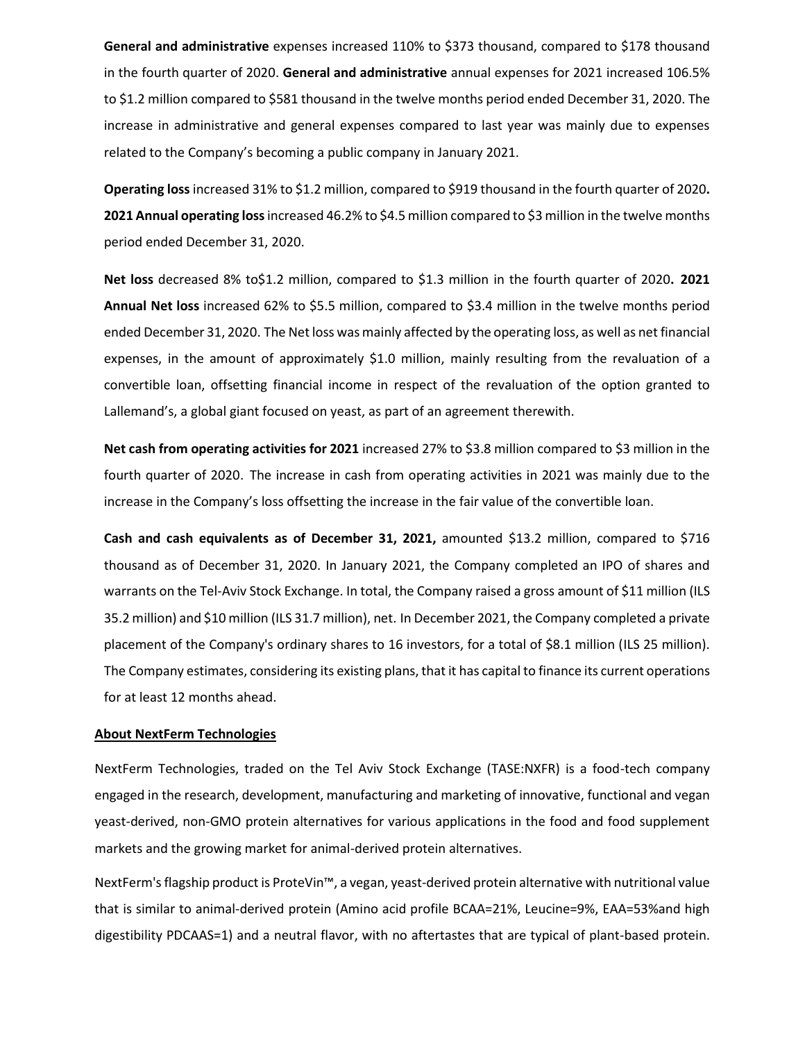**General and administrative** expenses increased 110% to $373 thousand, compared to $178 thousand in the fourth quarter of 2020. **General and administrative** annual expenses for 2021 increased 106.5% to $1.2 million compared to $581 thousand in the twelve months period ended December 31, 2020. The increase in administrative and general expenses compared to last year was mainly due to expenses related to the Company's becoming a public company in January 2021.

**Operating loss** increased 31% to $1.2 million, compared to $919 thousand in the fourth quarter of 2020**. 2021 Annual operating loss** increased 46.2% to $4.5 million compared to $3 million in the twelve months period ended December 31, 2020.

**Net loss** decreased 8% to$1.2 million, compared to $1.3 million in the fourth quarter of 2020**. 2021 Annual Net loss** increased 62% to $5.5 million, compared to $3.4 million in the twelve months period ended December 31, 2020. The Net loss was mainly affected by the operating loss, as well as net financial expenses, in the amount of approximately $1.0 million, mainly resulting from the revaluation of a convertible loan, offsetting financial income in respect of the revaluation of the option granted to Lallemand's, a global giant focused on yeast, as part of an agreement therewith.

**Net cash from operating activities for 2021** increased 27% to $3.8 million compared to $3 million in the fourth quarter of 2020. The increase in cash from operating activities in 2021 was mainly due to the increase in the Company's loss offsetting the increase in the fair value of the convertible loan.

**Cash and cash equivalents as of December 31, 2021,** amounted $13.2 million, compared to $716 thousand as of December 31, 2020. In January 2021, the Company completed an IPO of shares and warrants on the Tel-Aviv Stock Exchange. In total, the Company raised a gross amount of $11 million (ILS 35.2 million) and $10 million (ILS 31.7 million), net. In December 2021, the Company completed a private placement of the Company's ordinary shares to 16 investors, for a total of $8.1 million (ILS 25 million). The Company estimates, considering its existing plans, that it has capital to finance its current operations for at least 12 months ahead.

## About NextFerm Technologies

NextFerm Technologies, traded on the Tel Aviv Stock Exchange (TASE:NXFR) is a food-tech company engaged in the research, development, manufacturing and marketing of innovative, functional and vegan yeast-derived, non-GMO protein alternatives for various applications in the food and food supplement markets and the growing market for animal-derived protein alternatives.

NextFerm's flagship product is ProteVin™, a vegan, yeast-derived protein alternative with nutritional value that is similar to animal-derived protein (Amino acid profile BCAA=21%, Leucine=9%, EAA=53%and high digestibility PDCAAS=1) and a neutral flavor, with no aftertastes that are typical of plant-based protein.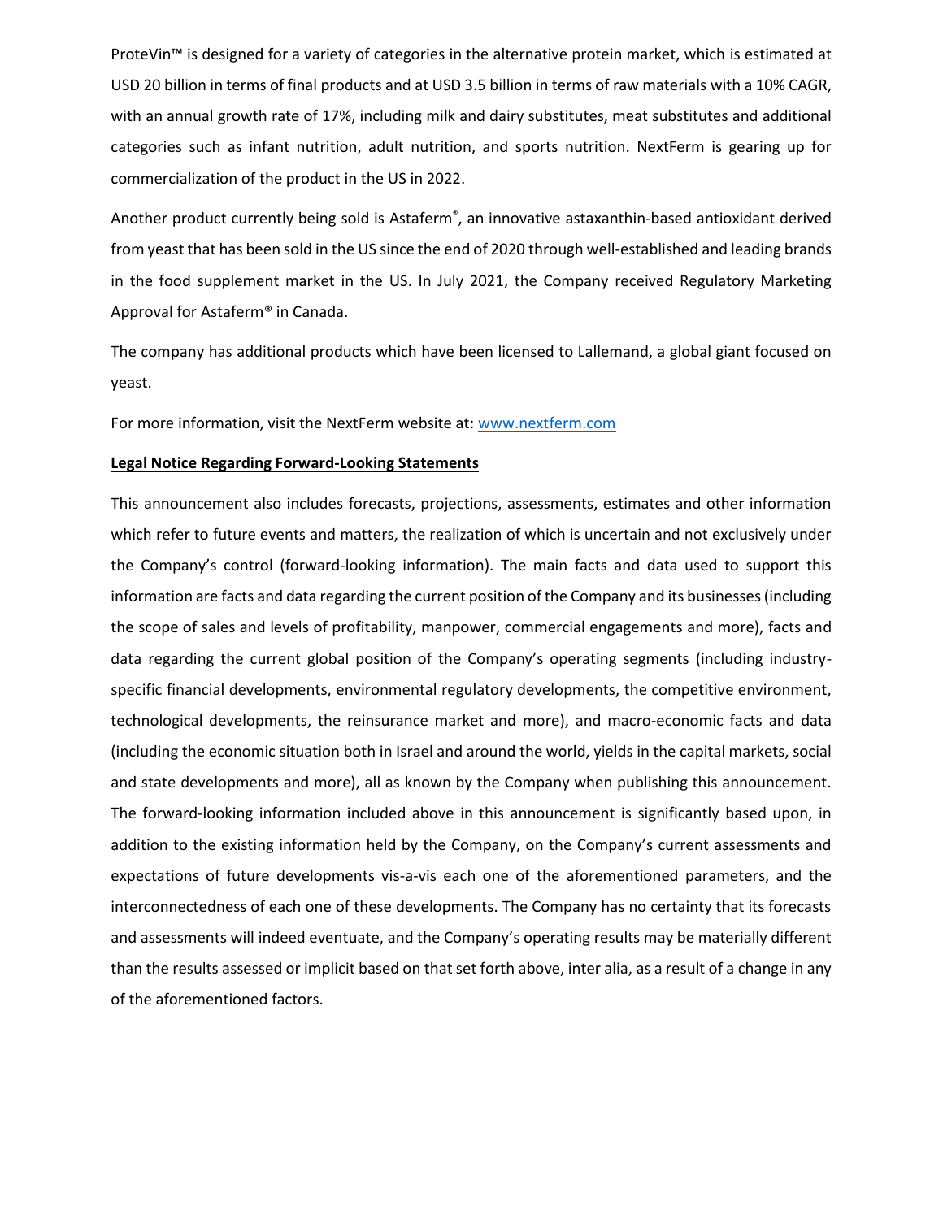ProteVin™ is designed for a variety of categories in the alternative protein market, which is estimated at USD 20 billion in terms of final products and at USD 3.5 billion in terms of raw materials with a 10% CAGR, with an annual growth rate of 17%, including milk and dairy substitutes, meat substitutes and additional categories such as infant nutrition, adult nutrition, and sports nutrition. NextFerm is gearing up for commercialization of the product in the US in 2022.

Another product currently being sold is Astaferm®, an innovative astaxanthin-based antioxidant derived from yeast that has been sold in the US since the end of 2020 through well-established and leading brands in the food supplement market in the US. In July 2021, the Company received Regulatory Marketing Approval for Astaferm® in Canada.

The company has additional products which have been licensed to Lallemand, a global giant focused on yeast.

For more information, visit the NextFerm website at: [www.nextferm.com](http://www.nextferm.com)

**Legal Notice Regarding Forward-Looking Statements**

This announcement also includes forecasts, projections, assessments, estimates and other information which refer to future events and matters, the realization of which is uncertain and not exclusively under the Company's control (forward-looking information). The main facts and data used to support this information are facts and data regarding the current position of the Company and its businesses (including the scope of sales and levels of profitability, manpower, commercial engagements and more), facts and data regarding the current global position of the Company's operating segments (including industry-specific financial developments, environmental regulatory developments, the competitive environment, technological developments, the reinsurance market and more), and macro-economic facts and data (including the economic situation both in Israel and around the world, yields in the capital markets, social and state developments and more), all as known by the Company when publishing this announcement. The forward-looking information included above in this announcement is significantly based upon, in addition to the existing information held by the Company, on the Company's current assessments and expectations of future developments vis-a-vis each one of the aforementioned parameters, and the interconnectedness of each one of these developments. The Company has no certainty that its forecasts and assessments will indeed eventuate, and the Company's operating results may be materially different than the results assessed or implicit based on that set forth above, inter alia, as a result of a change in any of the aforementioned factors.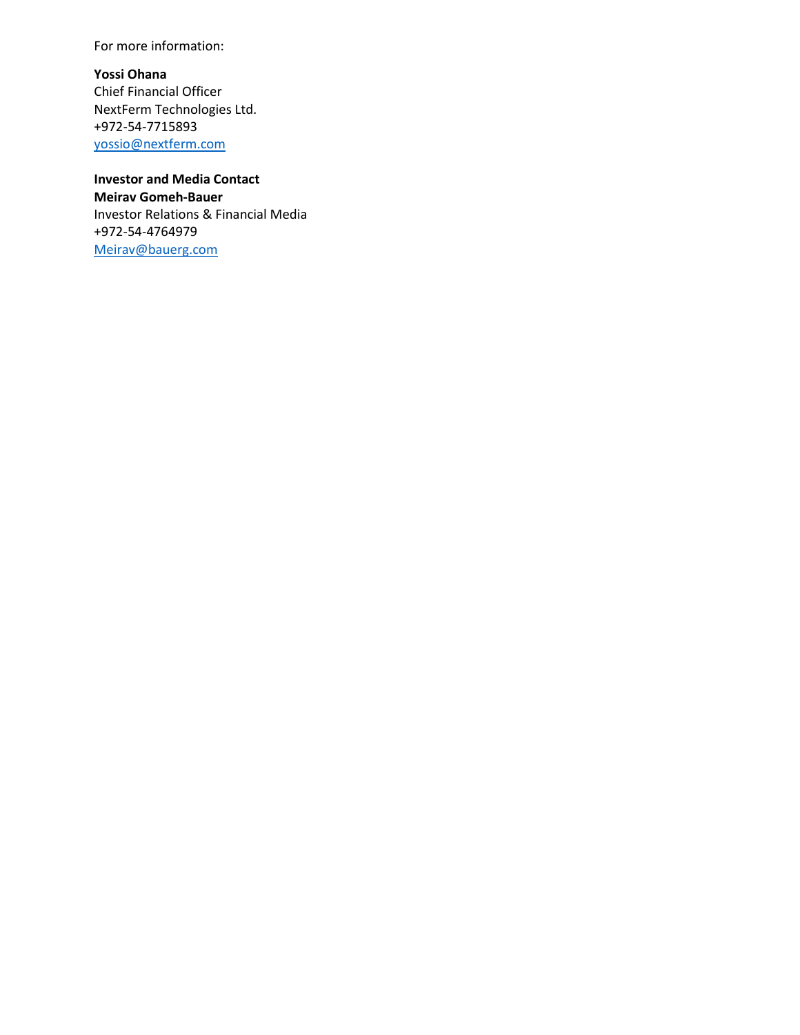For more information:

**Yossi Ohana**
Chief Financial Officer
NextFerm Technologies Ltd.
+972-54-7715893
yossio@nextferm.com

**Investor and Media Contact**
**Meirav Gomeh-Bauer**
Investor Relations & Financial Media
+972-54-4764979
Meirav@bauerg.com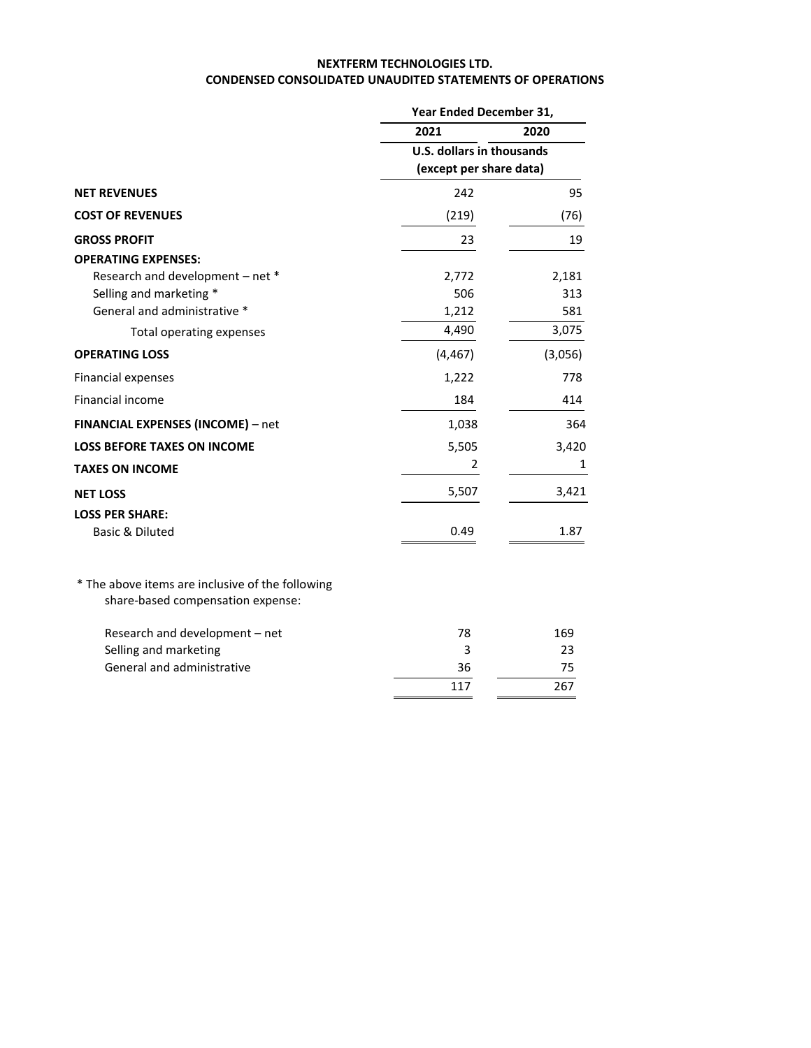**NEXTFERM TECHNOLOGIES LTD.**
**CONDENSED CONSOLIDATED UNAUDITED STATEMENTS OF OPERATIONS**

| | Year Ended December 31, | |
|---|---|---|
| | 2021 | 2020 |
| | U.S. dollars in thousands (except per share data) | |
| **NET REVENUES** | 242 | 95 |
| **COST OF REVENUES** | (219) | (76) |
| **GROSS PROFIT** | 23 | 19 |
| **OPERATING EXPENSES:** | | |
| Research and development – net * | 2,772 | 2,181 |
| Selling and marketing * | 506 | 313 |
| General and administrative * | 1,212 | 581 |
| Total operating expenses | 4,490 | 3,075 |
| **OPERATING LOSS** | (4,467) | (3,056) |
| Financial expenses | 1,222 | 778 |
| Financial income | 184 | 414 |
| **FINANCIAL EXPENSES (INCOME)** – net | 1,038 | 364 |
| **LOSS BEFORE TAXES ON INCOME** | 5,505 | 3,420 |
| **TAXES ON INCOME** | 2 | 1 |
| **NET LOSS** | 5,507 | 3,421 |
| **LOSS PER SHARE:** | | |
| Basic & Diluted | 0.49 | 1.87 |

* The above items are inclusive of the following share-based compensation expense:

| | 2021 | 2020 |
|---|---|---|
| Research and development – net | 78 | 169 |
| Selling and marketing | 3 | 23 |
| General and administrative | 36 | 75 |
| | 117 | 267 |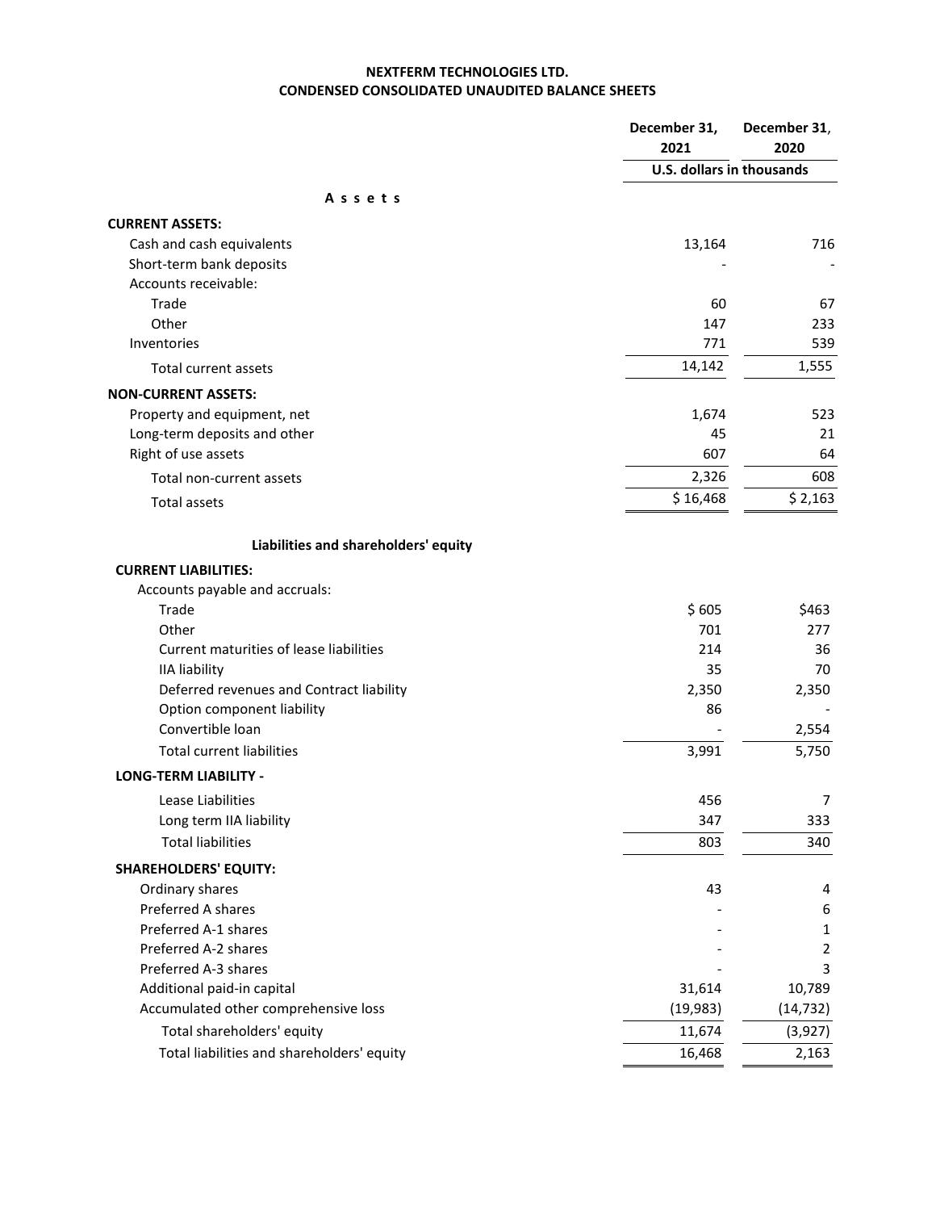**NEXTFERM TECHNOLOGIES LTD.**
**CONDENSED CONSOLIDATED UNAUDITED BALANCE SHEETS**

| | December 31, 2021 | December 31, 2020 |
|---|---|---|
| | U.S. dollars in thousands | |
| **A s s e t s** | | |
| **CURRENT ASSETS:** | | |
| Cash and cash equivalents | 13,164 | 716 |
| Short-term bank deposits | - | - |
| Accounts receivable: | | |
| Trade | 60 | 67 |
| Other | 147 | 233 |
| Inventories | 771 | 539 |
| Total current assets | 14,142 | 1,555 |
| **NON-CURRENT ASSETS:** | | |
| Property and equipment, net | 1,674 | 523 |
| Long-term deposits and other | 45 | 21 |
| Right of use assets | 607 | 64 |
| Total non-current assets | 2,326 | 608 |
| Total assets | $ 16,468 | $ 2,163 |
| **Liabilities and shareholders' equity** | | |
| **CURRENT LIABILITIES:** | | |
| Accounts payable and accruals: | | |
| Trade | $ 605 | $463 |
| Other | 701 | 277 |
| Current maturities of lease liabilities | 214 | 36 |
| IIA liability | 35 | 70 |
| Deferred revenues and Contract liability | 2,350 | 2,350 |
| Option component liability | 86 | - |
| Convertible loan | - | 2,554 |
| Total current liabilities | 3,991 | 5,750 |
| **LONG-TERM LIABILITY -** | | |
| Lease Liabilities | 456 | 7 |
| Long term IIA liability | 347 | 333 |
| Total liabilities | 803 | 340 |
| **SHAREHOLDERS' EQUITY:** | | |
| Ordinary shares | 43 | 4 |
| Preferred A shares | - | 6 |
| Preferred A-1 shares | - | 1 |
| Preferred A-2 shares | - | 2 |
| Preferred A-3 shares | - | 3 |
| Additional paid-in capital | 31,614 | 10,789 |
| Accumulated other comprehensive loss | (19,983) | (14,732) |
| Total shareholders' equity | 11,674 | (3,927) |
| Total liabilities and shareholders' equity | 16,468 | 2,163 |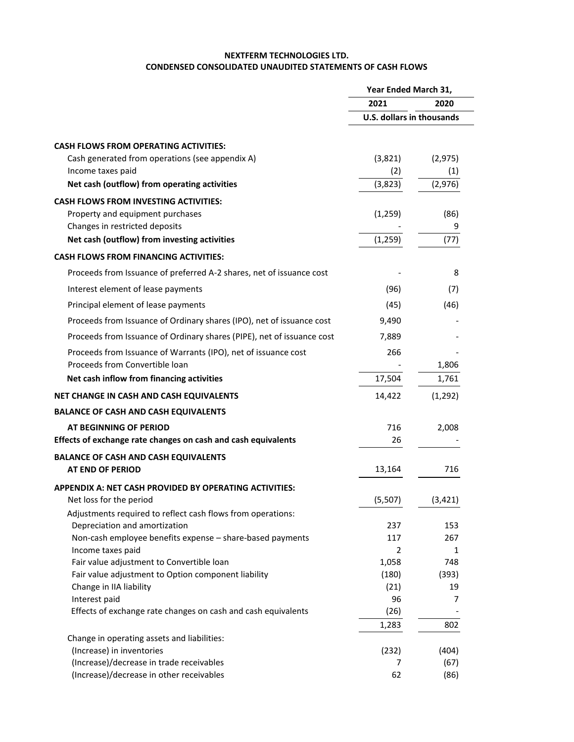**NEXTFERM TECHNOLOGIES LTD.**
**CONDENSED CONSOLIDATED UNAUDITED STATEMENTS OF CASH FLOWS**

| | Year Ended March 31, | |
|---|---|---|
| | 2021 | 2020 |
| | U.S. dollars in thousands | |
| **CASH FLOWS FROM OPERATING ACTIVITIES:** | | |
| Cash generated from operations (see appendix A) | (3,821) | (2,975) |
| Income taxes paid | (2) | (1) |
| **Net cash (outflow) from operating activities** | (3,823) | (2,976) |
| **CASH FLOWS FROM INVESTING ACTIVITIES:** | | |
| Property and equipment purchases | (1,259) | (86) |
| Changes in restricted deposits | - | 9 |
| **Net cash (outflow) from investing activities** | (1,259) | (77) |
| **CASH FLOWS FROM FINANCING ACTIVITIES:** | | |
| Proceeds from Issuance of preferred A-2 shares, net of issuance cost | - | 8 |
| Interest element of lease payments | (96) | (7) |
| Principal element of lease payments | (45) | (46) |
| Proceeds from Issuance of Ordinary shares (IPO), net of issuance cost | 9,490 | - |
| Proceeds from Issuance of Ordinary shares (PIPE), net of issuance cost | 7,889 | - |
| Proceeds from Issuance of Warrants (IPO), net of issuance cost | 266 | - |
| Proceeds from Convertible loan | - | 1,806 |
| **Net cash inflow from financing activities** | 17,504 | 1,761 |
| **NET CHANGE IN CASH AND CASH EQUIVALENTS** | 14,422 | (1,292) |
| **BALANCE OF CASH AND CASH EQUIVALENTS** | | |
| **AT BEGINNING OF PERIOD** | 716 | 2,008 |
| **Effects of exchange rate changes on cash and cash equivalents** | 26 | - |
| **BALANCE OF CASH AND CASH EQUIVALENTS AT END OF PERIOD** | 13,164 | 716 |
| **APPENDIX A: NET CASH PROVIDED BY OPERATING ACTIVITIES:** | | |
| Net loss for the period | (5,507) | (3,421) |
| Adjustments required to reflect cash flows from operations: | | |
| Depreciation and amortization | 237 | 153 |
| Non-cash employee benefits expense – share-based payments | 117 | 267 |
| Income taxes paid | 2 | 1 |
| Fair value adjustment to Convertible loan | 1,058 | 748 |
| Fair value adjustment to Option component liability | (180) | (393) |
| Change in IIA liability | (21) | 19 |
| Interest paid | 96 | 7 |
| Effects of exchange rate changes on cash and cash equivalents | (26) | - |
| | 1,283 | 802 |
| Change in operating assets and liabilities: | | |
| (Increase) in inventories | (232) | (404) |
| (Increase)/decrease in trade receivables | 7 | (67) |
| (Increase)/decrease in other receivables | 62 | (86) |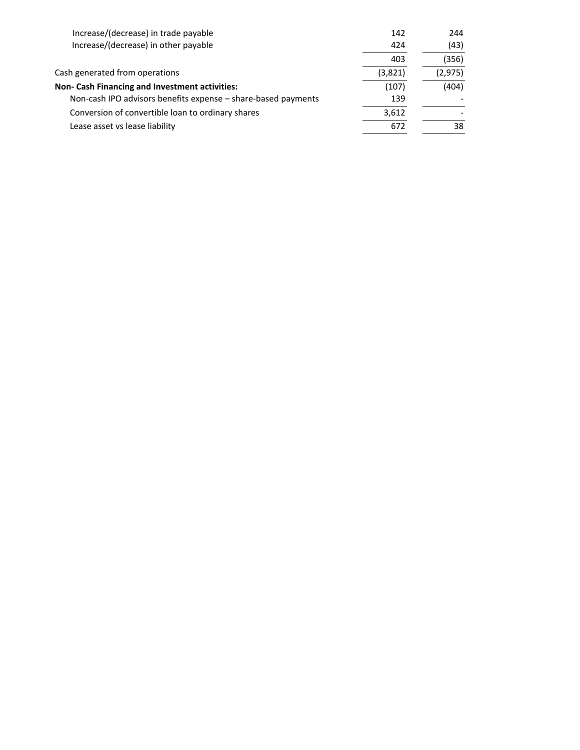| | | |
|---|---|---|
| Increase/(decrease) in trade payable | 142 | 244 |
| Increase/(decrease) in other payable | 424 | (43) |
| | 403 | (356) |
| Cash generated from operations | (3,821) | (2,975) |
| **Non- Cash Financing and Investment activities:** | (107) | (404) |
| Non-cash IPO advisors benefits expense – share-based payments | 139 | - |
| Conversion of convertible loan to ordinary shares | 3,612 | - |
| Lease asset vs lease liability | 672 | 38 |